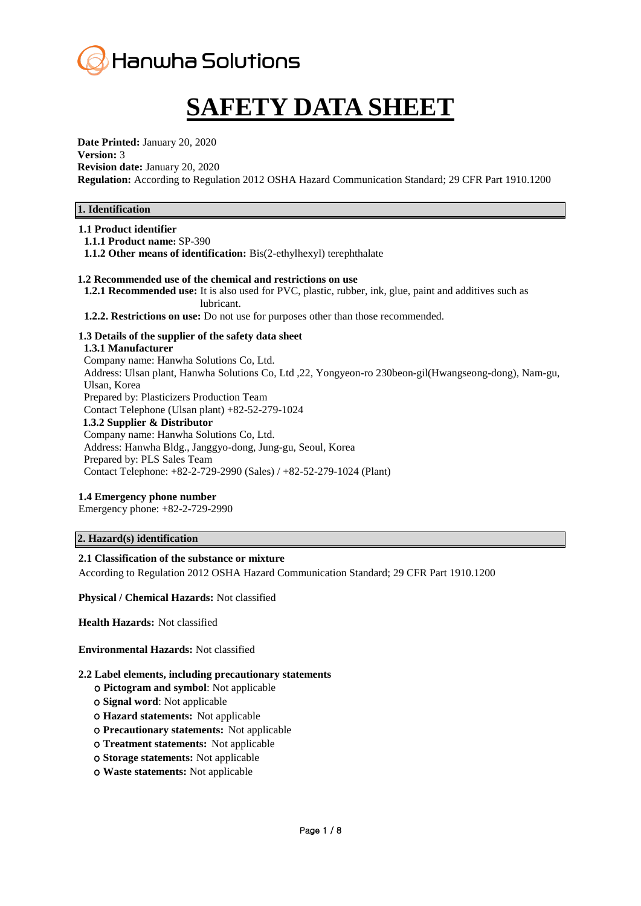Hanwha Solutions

# SAFETY DATA SHEET

**Date Printed:** January 20, 2020
**Version:** 3
**Revision date:** January 20, 2020
**Regulation:** According to Regulation 2012 OSHA Hazard Communication Standard; 29 CFR Part 1910.1200

## 1. Identification

### 1.1 Product identifier

**1.1.1 Product name:** SP-390
**1.1.2 Other means of identification:** Bis(2-ethylhexyl) terephthalate

### 1.2 Recommended use of the chemical and restrictions on use

**1.2.1 Recommended use:** It is also used for PVC, plastic, rubber, ink, glue, paint and additives such as lubricant.
**1.2.2. Restrictions on use:** Do not use for purposes other than those recommended.

### 1.3 Details of the supplier of the safety data sheet

**1.3.1 Manufacturer**
Company name: Hanwha Solutions Co, Ltd.
Address: Ulsan plant, Hanwha Solutions Co, Ltd ,22, Yongyeon-ro 230beon-gil(Hwangseong-dong), Nam-gu, Ulsan, Korea
Prepared by: Plasticizers Production Team
Contact Telephone (Ulsan plant) +82-52-279-1024

**1.3.2 Supplier & Distributor**
Company name: Hanwha Solutions Co, Ltd.
Address: Hanwha Bldg., Janggyo-dong, Jung-gu, Seoul, Korea
Prepared by: PLS Sales Team
Contact Telephone: +82-2-729-2990 (Sales) / +82-52-279-1024 (Plant)

### 1.4 Emergency phone number

Emergency phone: +82-2-729-2990

## 2. Hazard(s) identification

### 2.1 Classification of the substance or mixture

According to Regulation 2012 OSHA Hazard Communication Standard; 29 CFR Part 1910.1200

**Physical / Chemical Hazards:** Not classified

**Health Hazards:** Not classified

**Environmental Hazards:** Not classified

### 2.2 Label elements, including precautionary statements

- **Pictogram and symbol**: Not applicable
- **Signal word**: Not applicable
- **Hazard statements:** Not applicable
- **Precautionary statements:** Not applicable
- **Treatment statements:** Not applicable
- **Storage statements:** Not applicable
- **Waste statements:** Not applicable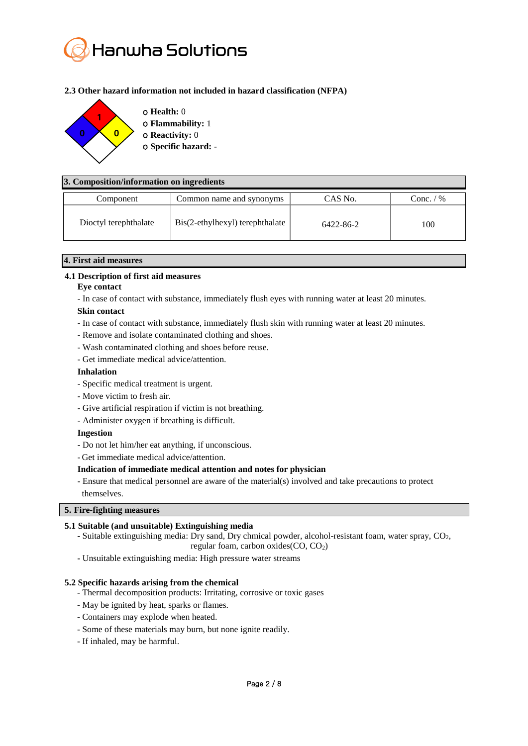### 2.3 Other hazard information not included in hazard classification (NFPA)

- **Health:** 0
- **Flammability:** 1
- **Reactivity:** 0
- **Specific hazard:** -

## 3. Composition/information on ingredients

| Component | Common name and synonyms | CAS No. | Conc. / % |
|---|---|---|---|
| Dioctyl terephthalate | Bis(2-ethylhexyl) terephthalate | 6422-86-2 | 100 |

## 4. First aid measures

### 4.1 Description of first aid measures

**Eye contact**

- In case of contact with substance, immediately flush eyes with running water at least 20 minutes.

**Skin contact**

- In case of contact with substance, immediately flush skin with running water at least 20 minutes.
- Remove and isolate contaminated clothing and shoes.
- Wash contaminated clothing and shoes before reuse.
- Get immediate medical advice/attention.

**Inhalation**

- Specific medical treatment is urgent.
- Move victim to fresh air.
- Give artificial respiration if victim is not breathing.
- Administer oxygen if breathing is difficult.

**Ingestion**

- Do not let him/her eat anything, if unconscious.
- Get immediate medical advice/attention.

**Indication of immediate medical attention and notes for physician**

- Ensure that medical personnel are aware of the material(s) involved and take precautions to protect themselves.

## 5. Fire-fighting measures

### 5.1 Suitable (and unsuitable) Extinguishing media

- Suitable extinguishing media: Dry sand, Dry chmical powder, alcohol-resistant foam, water spray, $CO_2$, regular foam, carbon oxides(CO, $CO_2$)
- Unsuitable extinguishing media: High pressure water streams

### 5.2 Specific hazards arising from the chemical

- Thermal decomposition products: Irritating, corrosive or toxic gases
- May be ignited by heat, sparks or flames.
- Containers may explode when heated.
- Some of these materials may burn, but none ignite readily.
- If inhaled, may be harmful.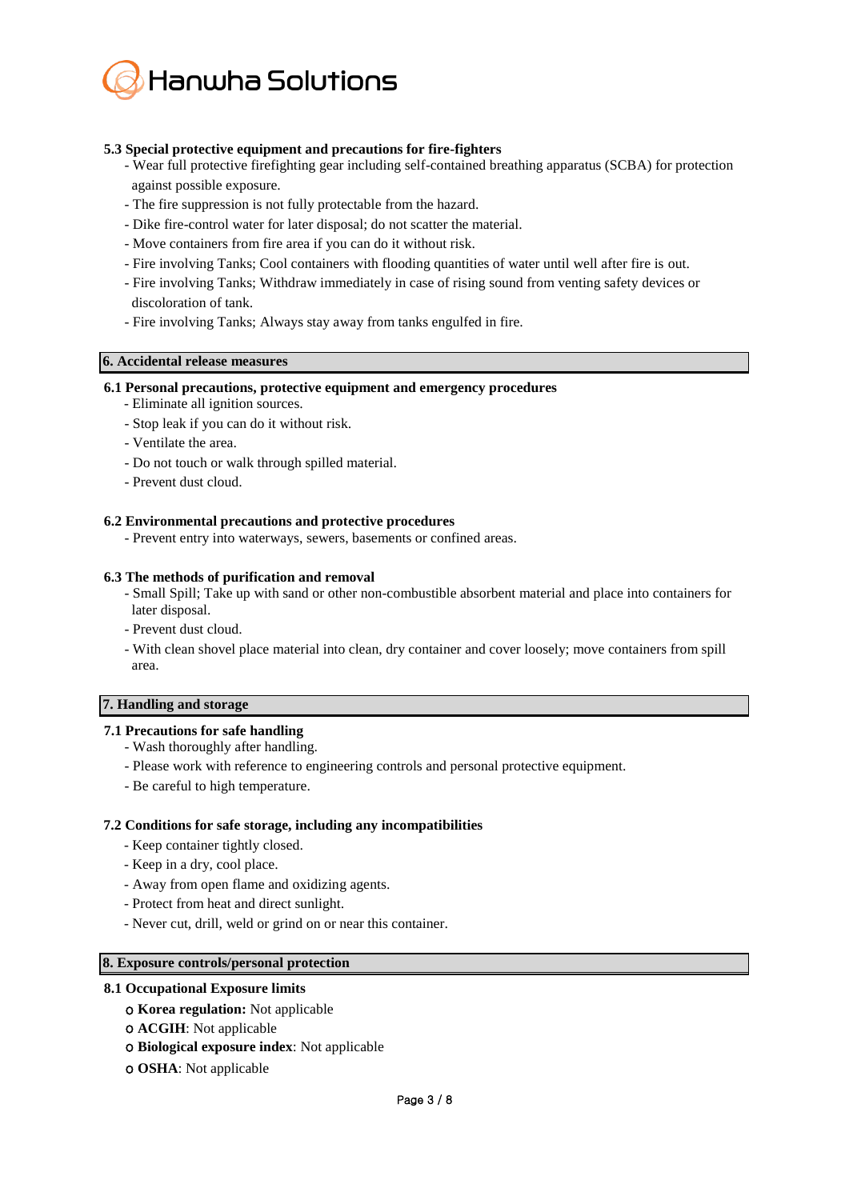### 5.3 Special protective equipment and precautions for fire-fighters

- Wear full protective firefighting gear including self-contained breathing apparatus (SCBA) for protection against possible exposure.
- The fire suppression is not fully protectable from the hazard.
- Dike fire-control water for later disposal; do not scatter the material.
- Move containers from fire area if you can do it without risk.
- Fire involving Tanks; Cool containers with flooding quantities of water until well after fire is out.
- Fire involving Tanks; Withdraw immediately in case of rising sound from venting safety devices or discoloration of tank.
- Fire involving Tanks; Always stay away from tanks engulfed in fire.

## 6. Accidental release measures

### 6.1 Personal precautions, protective equipment and emergency procedures

- Eliminate all ignition sources.
- Stop leak if you can do it without risk.
- Ventilate the area.
- Do not touch or walk through spilled material.
- Prevent dust cloud.

### 6.2 Environmental precautions and protective procedures

- Prevent entry into waterways, sewers, basements or confined areas.

### 6.3 The methods of purification and removal

- Small Spill; Take up with sand or other non-combustible absorbent material and place into containers for later disposal.
- Prevent dust cloud.
- With clean shovel place material into clean, dry container and cover loosely; move containers from spill area.

## 7. Handling and storage

### 7.1 Precautions for safe handling

- Wash thoroughly after handling.
- Please work with reference to engineering controls and personal protective equipment.
- Be careful to high temperature.

### 7.2 Conditions for safe storage, including any incompatibilities

- Keep container tightly closed.
- Keep in a dry, cool place.
- Away from open flame and oxidizing agents.
- Protect from heat and direct sunlight.
- Never cut, drill, weld or grind on or near this container.

## 8. Exposure controls/personal protection

### 8.1 Occupational Exposure limits

- ○ **Korea regulation:** Not applicable
- ○ **ACGIH**: Not applicable
- ○ **Biological exposure index**: Not applicable
- ○ **OSHA**: Not applicable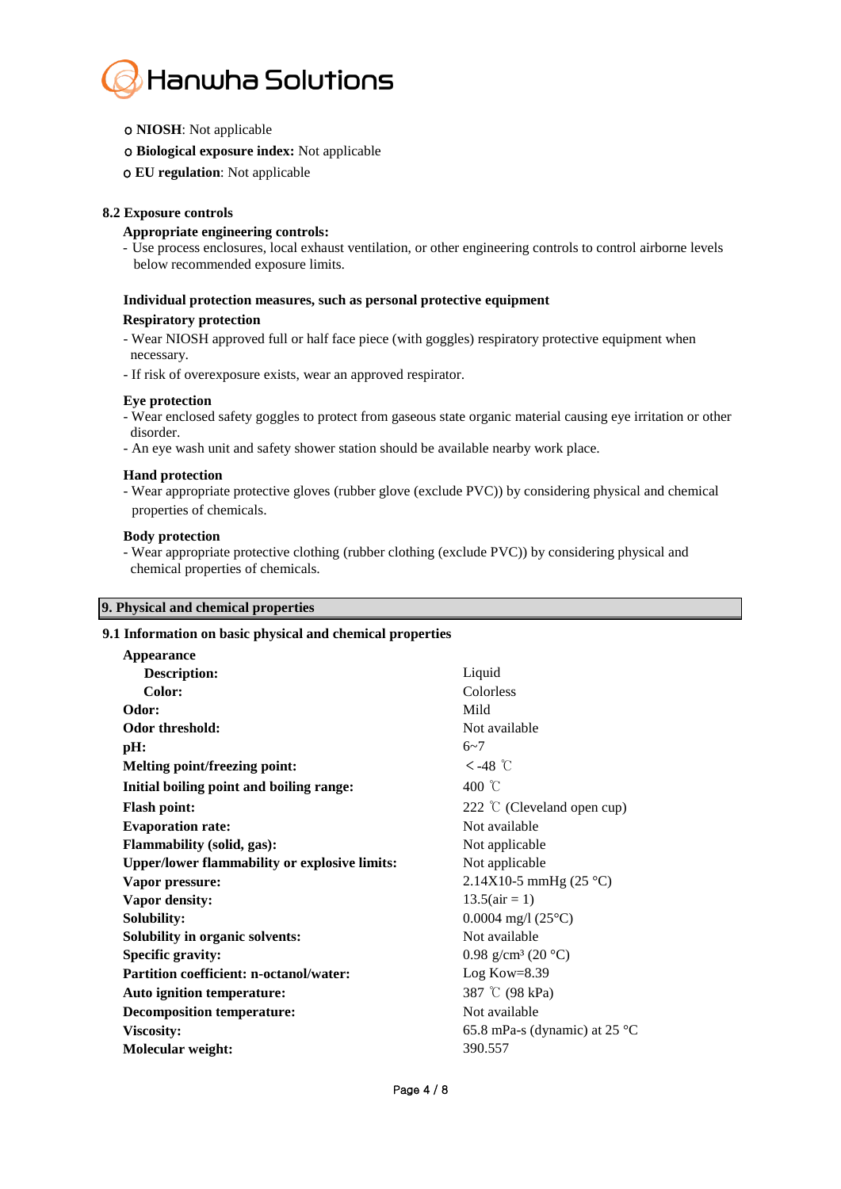- **NIOSH**: Not applicable
- **Biological exposure index:** Not applicable
- **EU regulation**: Not applicable

### 8.2 Exposure controls

**Appropriate engineering controls:**

- Use process enclosures, local exhaust ventilation, or other engineering controls to control airborne levels below recommended exposure limits.

**Individual protection measures, such as personal protective equipment**

**Respiratory protection**

- Wear NIOSH approved full or half face piece (with goggles) respiratory protective equipment when necessary.
- If risk of overexposure exists, wear an approved respirator.

**Eye protection**

- Wear enclosed safety goggles to protect from gaseous state organic material causing eye irritation or other disorder.
- An eye wash unit and safety shower station should be available nearby work place.

**Hand protection**

- Wear appropriate protective gloves (rubber glove (exclude PVC)) by considering physical and chemical properties of chemicals.

**Body protection**

- Wear appropriate protective clothing (rubber clothing (exclude PVC)) by considering physical and chemical properties of chemicals.

## 9. Physical and chemical properties

### 9.1 Information on basic physical and chemical properties

| Property | Value |
|---|---|
| **Appearance** | |
| **Description:** | Liquid |
| **Color:** | Colorless |
| **Odor:** | Mild |
| **Odor threshold:** | Not available |
| **pH:** | 6~7 |
| **Melting point/freezing point:** | ＜-48 ℃ |
| **Initial boiling point and boiling range:** | 400 ℃ |
| **Flash point:** | 222 ℃ (Cleveland open cup) |
| **Evaporation rate:** | Not available |
| **Flammability (solid, gas):** | Not applicable |
| **Upper/lower flammability or explosive limits:** | Not applicable |
| **Vapor pressure:** | 2.14X10-5 mmHg (25 °C) |
| **Vapor density:** | 13.5(air = 1) |
| **Solubility:** | 0.0004 mg/l (25°C) |
| **Solubility in organic solvents:** | Not available |
| **Specific gravity:** | 0.98 g/cm³ (20 °C) |
| **Partition coefficient: n-octanol/water:** | Log Kow=8.39 |
| **Auto ignition temperature:** | 387 ℃ (98 kPa) |
| **Decomposition temperature:** | Not available |
| **Viscosity:** | 65.8 mPa-s (dynamic) at 25 °C |
| **Molecular weight:** | 390.557 |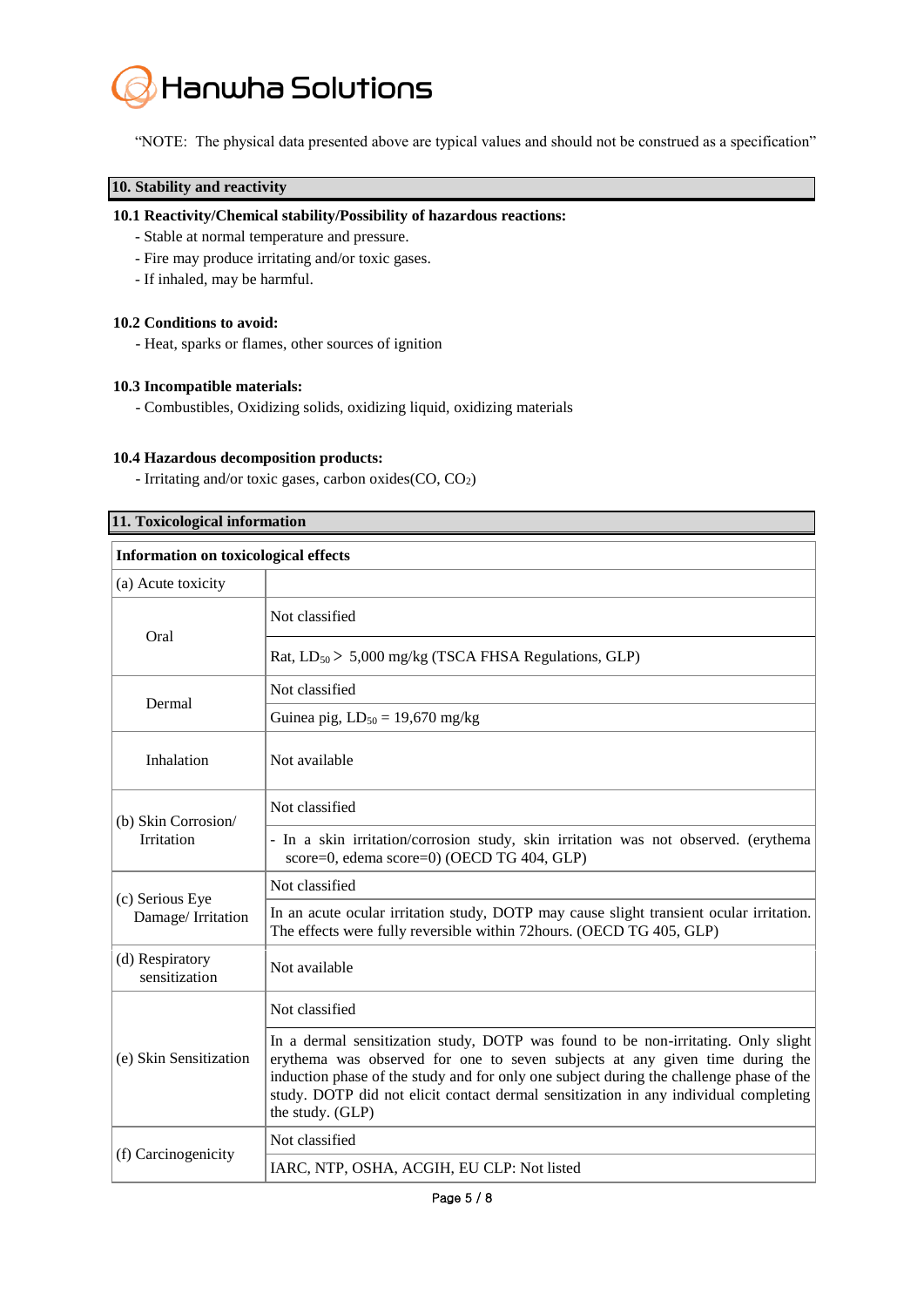"NOTE: The physical data presented above are typical values and should not be construed as a specification"

## 10. Stability and reactivity

**10.1 Reactivity/Chemical stability/Possibility of hazardous reactions:**

- Stable at normal temperature and pressure.
- Fire may produce irritating and/or toxic gases.
- If inhaled, may be harmful.

**10.2 Conditions to avoid:**

- Heat, sparks or flames, other sources of ignition

**10.3 Incompatible materials:**

- Combustibles, Oxidizing solids, oxidizing liquid, oxidizing materials

**10.4 Hazardous decomposition products:**

- Irritating and/or toxic gases, carbon oxides($CO$, $CO_2$)

## 11. Toxicological information

| Information on toxicological effects | |
|---|---|
| (a) Acute toxicity | |
| Oral | Not classified |
| | Rat, $LD_{50}$ > 5,000 mg/kg (TSCA FHSA Regulations, GLP) |
| Dermal | Not classified |
| | Guinea pig, $LD_{50}$ = 19,670 mg/kg |
| Inhalation | Not available |
| (b) Skin Corrosion/ Irritation | Not classified |
| | - In a skin irritation/corrosion study, skin irritation was not observed. (erythema score=0, edema score=0) (OECD TG 404, GLP) |
| (c) Serious Eye Damage/ Irritation | Not classified |
| | In an acute ocular irritation study, DOTP may cause slight transient ocular irritation. The effects were fully reversible within 72hours. (OECD TG 405, GLP) |
| (d) Respiratory sensitization | Not available |
| (e) Skin Sensitization | Not classified |
| | In a dermal sensitization study, DOTP was found to be non-irritating. Only slight erythema was observed for one to seven subjects at any given time during the induction phase of the study and for only one subject during the challenge phase of the study. DOTP did not elicit contact dermal sensitization in any individual completing the study. (GLP) |
| (f) Carcinogenicity | Not classified |
| | IARC, NTP, OSHA, ACGIH, EU CLP: Not listed |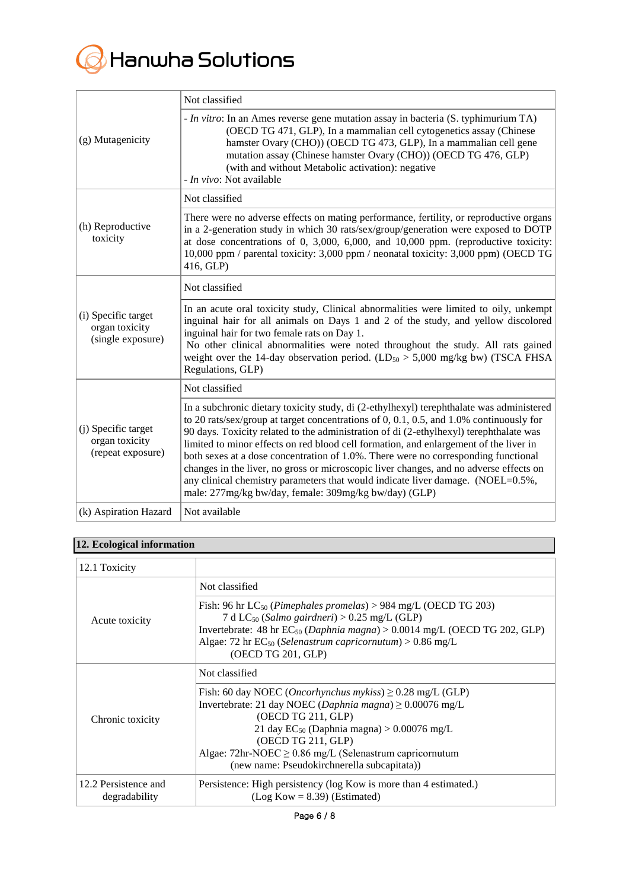| | |
|---|---|
| (g) Mutagenicity | Not classified |
| | - *In vitro*: In an Ames reverse gene mutation assay in bacteria (S. typhimurium TA) (OECD TG 471, GLP), In a mammalian cell cytogenetics assay (Chinese hamster Ovary (CHO)) (OECD TG 473, GLP), In a mammalian cell gene mutation assay (Chinese hamster Ovary (CHO)) (OECD TG 476, GLP) (with and without Metabolic activation): negative<br>- *In vivo*: Not available |
| (h) Reproductive toxicity | Not classified |
| | There were no adverse effects on mating performance, fertility, or reproductive organs in a 2-generation study in which 30 rats/sex/group/generation were exposed to DOTP at dose concentrations of 0, 3,000, 6,000, and 10,000 ppm. (reproductive toxicity: 10,000 ppm / parental toxicity: 3,000 ppm / neonatal toxicity: 3,000 ppm) (OECD TG 416, GLP) |
| (i) Specific target organ toxicity (single exposure) | Not classified |
| | In an acute oral toxicity study, Clinical abnormalities were limited to oily, unkempt inguinal hair for all animals on Days 1 and 2 of the study, and yellow discolored inguinal hair for two female rats on Day 1.<br>No other clinical abnormalities were noted throughout the study. All rats gained weight over the 14-day observation period. ($LD_{50}$ > 5,000 mg/kg bw) (TSCA FHSA Regulations, GLP) |
| (j) Specific target organ toxicity (repeat exposure) | Not classified |
| | In a subchronic dietary toxicity study, di (2-ethylhexyl) terephthalate was administered to 20 rats/sex/group at target concentrations of 0, 0.1, 0.5, and 1.0% continuously for 90 days. Toxicity related to the administration of di (2-ethylhexyl) terephthalate was limited to minor effects on red blood cell formation, and enlargement of the liver in both sexes at a dose concentration of 1.0%. There were no corresponding functional changes in the liver, no gross or microscopic liver changes, and no adverse effects on any clinical chemistry parameters that would indicate liver damage. (NOEL=0.5%, male: 277mg/kg bw/day, female: 309mg/kg bw/day) (GLP) |
| (k) Aspiration Hazard | Not available |

## 12. Ecological information

| 12.1 Toxicity | |
|---|---|
| Acute toxicity | Not classified |
| | Fish: 96 hr $LC_{50}$ (*Pimephales promelas*) > 984 mg/L (OECD TG 203)<br>7 d $LC_{50}$ (*Salmo gairdneri*) > 0.25 mg/L (GLP)<br>Invertebrate: 48 hr $EC_{50}$ (*Daphnia magna*) > 0.0014 mg/L (OECD TG 202, GLP)<br>Algae: 72 hr $EC_{50}$ (*Selenastrum capricornutum*) > 0.86 mg/L (OECD TG 201, GLP) |
| Chronic toxicity | Not classified |
| | Fish: 60 day NOEC (*Oncorhynchus mykiss*) ≥ 0.28 mg/L (GLP)<br>Invertebrate: 21 day NOEC (*Daphnia magna*) ≥ 0.00076 mg/L (OECD TG 211, GLP)<br>21 day $EC_{50}$ (Daphnia magna) > 0.00076 mg/L (OECD TG 211, GLP)<br>Algae: 72hr-NOEC ≥ 0.86 mg/L (Selenastrum capricornutum (new name: Pseudokirchnerella subcapitata)) |
| 12.2 Persistence and degradability | Persistence: High persistency (log Kow is more than 4 estimated.)<br>(Log Kow = 8.39) (Estimated) |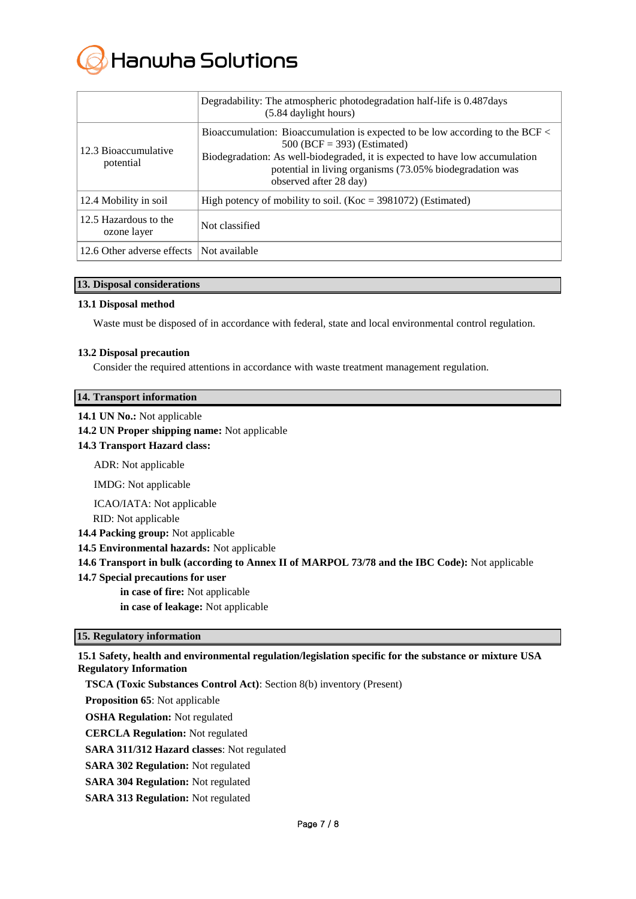| | |
|---|---|
| | Degradability: The atmospheric photodegradation half-life is 0.487days (5.84 daylight hours) |
| 12.3 Bioaccumulative potential | Bioaccumulation: Bioaccumulation is expected to be low according to the BCF < 500 (BCF = 393) (Estimated)<br>Biodegradation: As well-biodegraded, it is expected to have low accumulation potential in living organisms (73.05% biodegradation was observed after 28 day) |
| 12.4 Mobility in soil | High potency of mobility to soil. (Koc = 3981072) (Estimated) |
| 12.5 Hazardous to the ozone layer | Not classified |
| 12.6 Other adverse effects | Not available |

## 13. Disposal considerations

**13.1 Disposal method**

Waste must be disposed of in accordance with federal, state and local environmental control regulation.

**13.2 Disposal precaution**

Consider the required attentions in accordance with waste treatment management regulation.

## 14. Transport information

**14.1 UN No.:** Not applicable

**14.2 UN Proper shipping name:** Not applicable

**14.3 Transport Hazard class:**

ADR: Not applicable

IMDG: Not applicable

ICAO/IATA: Not applicable

RID: Not applicable

**14.4 Packing group:** Not applicable

**14.5 Environmental hazards:** Not applicable

**14.6 Transport in bulk (according to Annex II of MARPOL 73/78 and the IBC Code):** Not applicable

**14.7 Special precautions for user**

**in case of fire:** Not applicable

**in case of leakage:** Not applicable

## 15. Regulatory information

**15.1 Safety, health and environmental regulation/legislation specific for the substance or mixture USA Regulatory Information**

**TSCA (Toxic Substances Control Act)**: Section 8(b) inventory (Present)

**Proposition 65**: Not applicable

**OSHA Regulation:** Not regulated

**CERCLA Regulation:** Not regulated

**SARA 311/312 Hazard classes**: Not regulated

**SARA 302 Regulation:** Not regulated

**SARA 304 Regulation:** Not regulated

**SARA 313 Regulation:** Not regulated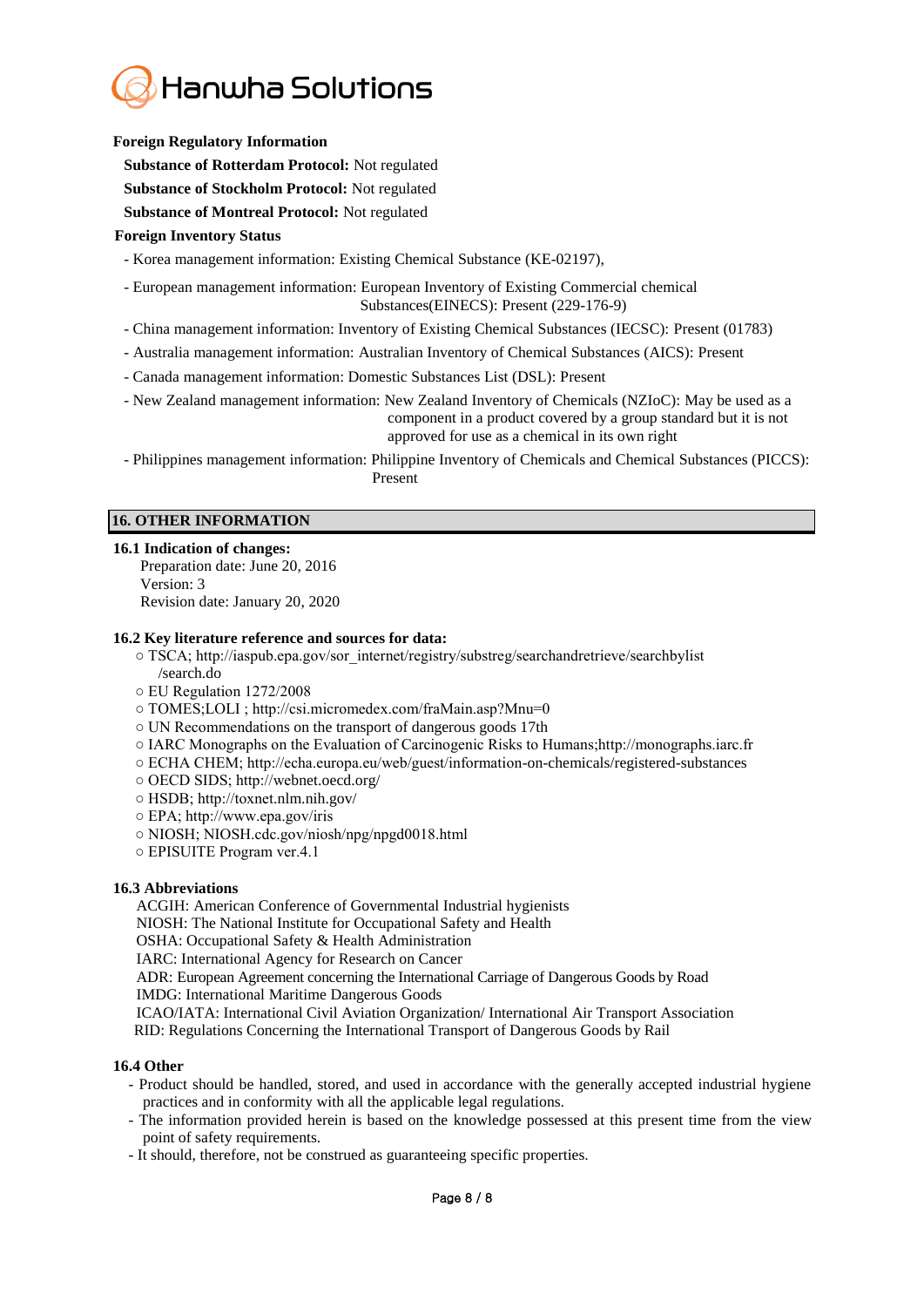**Foreign Regulatory Information**

**Substance of Rotterdam Protocol:** Not regulated

**Substance of Stockholm Protocol:** Not regulated

**Substance of Montreal Protocol:** Not regulated

**Foreign Inventory Status**

- Korea management information: Existing Chemical Substance (KE-02197),
- European management information: European Inventory of Existing Commercial chemical Substances(EINECS): Present (229-176-9)
- China management information: Inventory of Existing Chemical Substances (IECSC): Present (01783)
- Australia management information: Australian Inventory of Chemical Substances (AICS): Present
- Canada management information: Domestic Substances List (DSL): Present
- New Zealand management information: New Zealand Inventory of Chemicals (NZIoC): May be used as a component in a product covered by a group standard but it is not approved for use as a chemical in its own right
- Philippines management information: Philippine Inventory of Chemicals and Chemical Substances (PICCS): Present

## 16. OTHER INFORMATION

**16.1 Indication of changes:**

Preparation date: June 20, 2016
Version: 3
Revision date: January 20, 2020

**16.2 Key literature reference and sources for data:**

- ○ TSCA; http://iaspub.epa.gov/sor_internet/registry/substreg/searchandretrieve/searchbylist/search.do
- ○ EU Regulation 1272/2008
- ○ TOMES;LOLI ; http://csi.micromedex.com/fraMain.asp?Mnu=0
- ○ UN Recommendations on the transport of dangerous goods 17th
- ○ IARC Monographs on the Evaluation of Carcinogenic Risks to Humans;http://monographs.iarc.fr
- ○ ECHA CHEM; http://echa.europa.eu/web/guest/information-on-chemicals/registered-substances
- ○ OECD SIDS; http://webnet.oecd.org/
- ○ HSDB; http://toxnet.nlm.nih.gov/
- ○ EPA; http://www.epa.gov/iris
- ○ NIOSH; NIOSH.cdc.gov/niosh/npg/npgd0018.html
- ○ EPISUITE Program ver.4.1

**16.3 Abbreviations**

ACGIH: American Conference of Governmental Industrial hygienists
NIOSH: The National Institute for Occupational Safety and Health
OSHA: Occupational Safety & Health Administration
IARC: International Agency for Research on Cancer
ADR: European Agreement concerning the International Carriage of Dangerous Goods by Road
IMDG: International Maritime Dangerous Goods
ICAO/IATA: International Civil Aviation Organization/ International Air Transport Association
RID: Regulations Concerning the International Transport of Dangerous Goods by Rail

**16.4 Other**

- Product should be handled, stored, and used in accordance with the generally accepted industrial hygiene practices and in conformity with all the applicable legal regulations.
- The information provided herein is based on the knowledge possessed at this present time from the view point of safety requirements.
- It should, therefore, not be construed as guaranteeing specific properties.